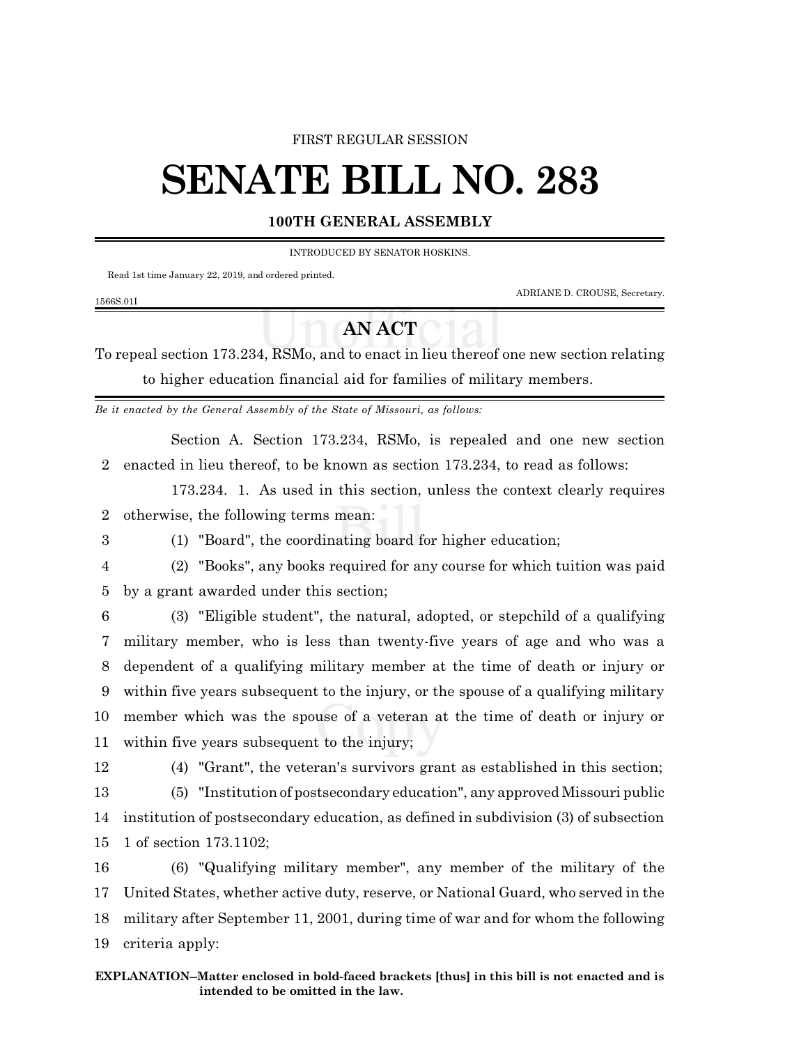FIRST REGULAR SESSION

# SENATE BILL NO. 283

## 100TH GENERAL ASSEMBLY

INTRODUCED BY SENATOR HOSKINS.

Read 1st time January 22, 2019, and ordered printed.

ADRIANE D. CROUSE, Secretary.

1566S.01I

## AN ACT

To repeal section 173.234, RSMo, and to enact in lieu thereof one new section relating to higher education financial aid for families of military members.

*Be it enacted by the General Assembly of the State of Missouri, as follows:*

Section A. Section 173.234, RSMo, is repealed and one new section enacted in lieu thereof, to be known as section 173.234, to read as follows:

173.234. 1. As used in this section, unless the context clearly requires otherwise, the following terms mean:

(1) "Board", the coordinating board for higher education;

(2) "Books", any books required for any course for which tuition was paid by a grant awarded under this section;

(3) "Eligible student", the natural, adopted, or stepchild of a qualifying military member, who is less than twenty-five years of age and who was a dependent of a qualifying military member at the time of death or injury or within five years subsequent to the injury, or the spouse of a qualifying military member which was the spouse of a veteran at the time of death or injury or within five years subsequent to the injury;

(4) "Grant", the veteran's survivors grant as established in this section;

(5) "Institution of postsecondary education", any approved Missouri public institution of postsecondary education, as defined in subdivision (3) of subsection 1 of section 173.1102;

(6) "Qualifying military member", any member of the military of the United States, whether active duty, reserve, or National Guard, who served in the military after September 11, 2001, during time of war and for whom the following criteria apply:

**EXPLANATION–Matter enclosed in bold-faced brackets [thus] in this bill is not enacted and is intended to be omitted in the law.**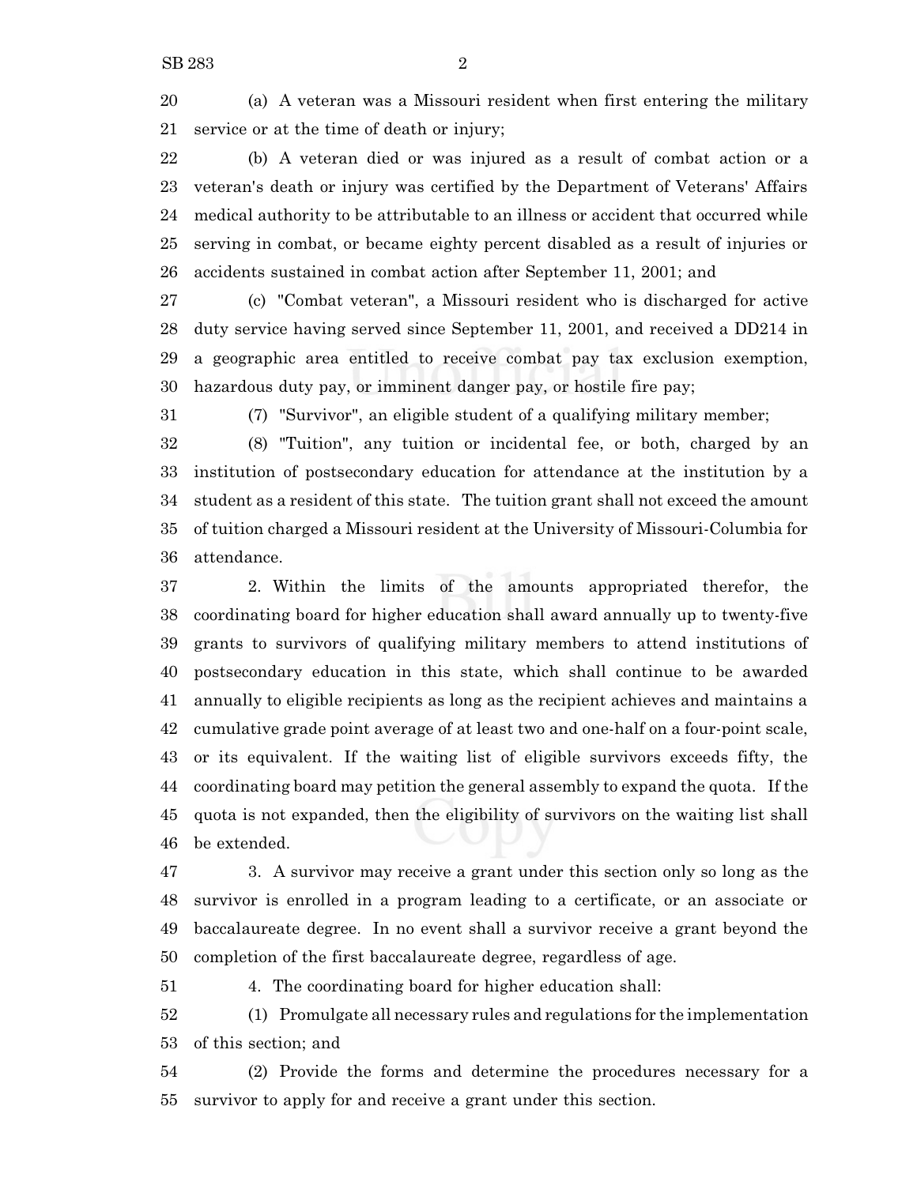(a) A veteran was a Missouri resident when first entering the military service or at the time of death or injury;

(b) A veteran died or was injured as a result of combat action or a veteran's death or injury was certified by the Department of Veterans' Affairs medical authority to be attributable to an illness or accident that occurred while serving in combat, or became eighty percent disabled as a result of injuries or accidents sustained in combat action after September 11, 2001; and

(c) "Combat veteran", a Missouri resident who is discharged for active duty service having served since September 11, 2001, and received a DD214 in a geographic area entitled to receive combat pay tax exclusion exemption, hazardous duty pay, or imminent danger pay, or hostile fire pay;

(7) "Survivor", an eligible student of a qualifying military member;

(8) "Tuition", any tuition or incidental fee, or both, charged by an institution of postsecondary education for attendance at the institution by a student as a resident of this state. The tuition grant shall not exceed the amount of tuition charged a Missouri resident at the University of Missouri-Columbia for attendance.

2. Within the limits of the amounts appropriated therefor, the coordinating board for higher education shall award annually up to twenty-five grants to survivors of qualifying military members to attend institutions of postsecondary education in this state, which shall continue to be awarded annually to eligible recipients as long as the recipient achieves and maintains a cumulative grade point average of at least two and one-half on a four-point scale, or its equivalent. If the waiting list of eligible survivors exceeds fifty, the coordinating board may petition the general assembly to expand the quota. If the quota is not expanded, then the eligibility of survivors on the waiting list shall be extended.

3. A survivor may receive a grant under this section only so long as the survivor is enrolled in a program leading to a certificate, or an associate or baccalaureate degree. In no event shall a survivor receive a grant beyond the completion of the first baccalaureate degree, regardless of age.

4. The coordinating board for higher education shall:

(1) Promulgate all necessary rules and regulations for the implementation of this section; and

(2) Provide the forms and determine the procedures necessary for a survivor to apply for and receive a grant under this section.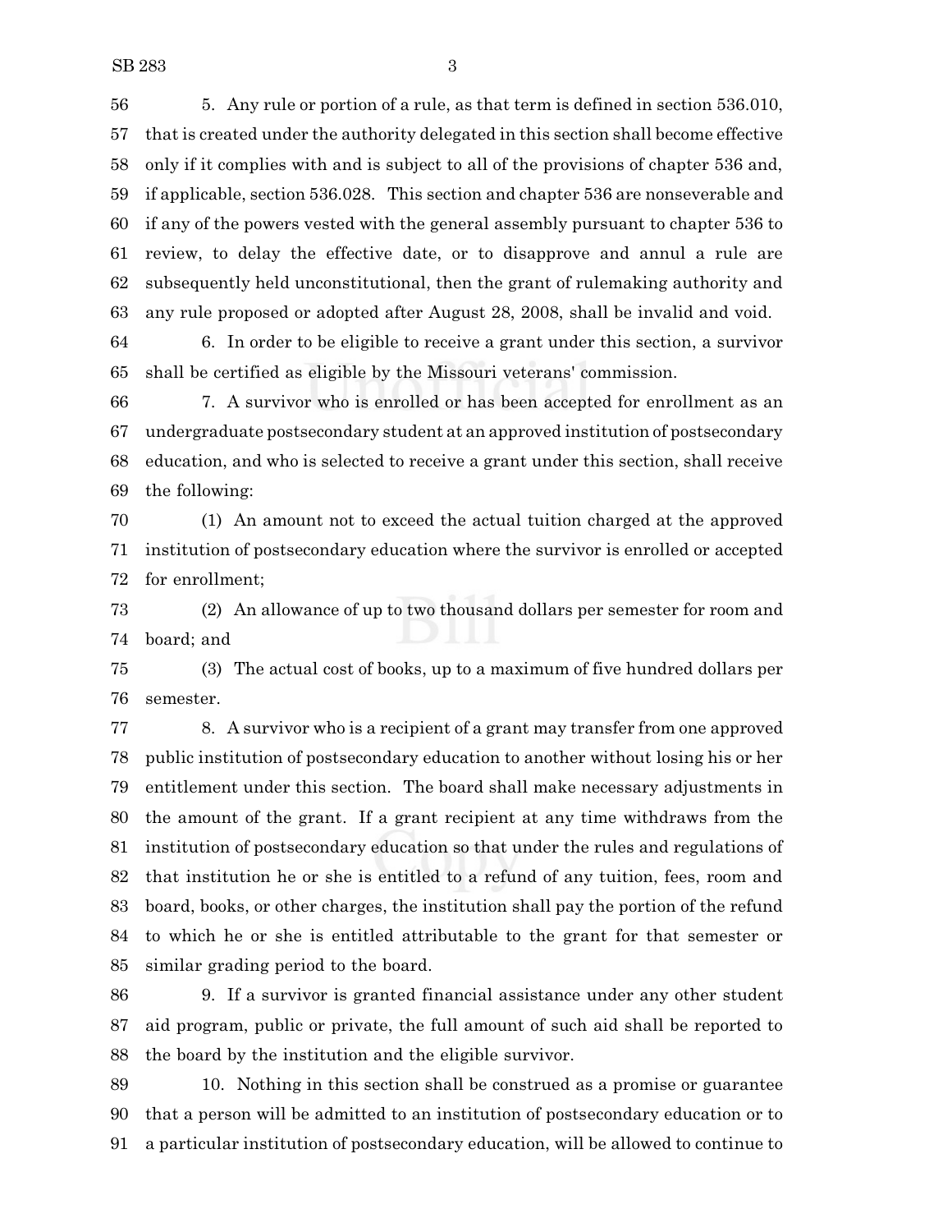5. Any rule or portion of a rule, as that term is defined in section 536.010, that is created under the authority delegated in this section shall become effective only if it complies with and is subject to all of the provisions of chapter 536 and, if applicable, section 536.028. This section and chapter 536 are nonseverable and if any of the powers vested with the general assembly pursuant to chapter 536 to review, to delay the effective date, or to disapprove and annul a rule are subsequently held unconstitutional, then the grant of rulemaking authority and any rule proposed or adopted after August 28, 2008, shall be invalid and void.

6. In order to be eligible to receive a grant under this section, a survivor shall be certified as eligible by the Missouri veterans' commission.

7. A survivor who is enrolled or has been accepted for enrollment as an undergraduate postsecondary student at an approved institution of postsecondary education, and who is selected to receive a grant under this section, shall receive the following:

(1) An amount not to exceed the actual tuition charged at the approved institution of postsecondary education where the survivor is enrolled or accepted for enrollment;

(2) An allowance of up to two thousand dollars per semester for room and board; and

(3) The actual cost of books, up to a maximum of five hundred dollars per semester.

8. A survivor who is a recipient of a grant may transfer from one approved public institution of postsecondary education to another without losing his or her entitlement under this section. The board shall make necessary adjustments in the amount of the grant. If a grant recipient at any time withdraws from the institution of postsecondary education so that under the rules and regulations of that institution he or she is entitled to a refund of any tuition, fees, room and board, books, or other charges, the institution shall pay the portion of the refund to which he or she is entitled attributable to the grant for that semester or similar grading period to the board.

9. If a survivor is granted financial assistance under any other student aid program, public or private, the full amount of such aid shall be reported to the board by the institution and the eligible survivor.

10. Nothing in this section shall be construed as a promise or guarantee that a person will be admitted to an institution of postsecondary education or to a particular institution of postsecondary education, will be allowed to continue to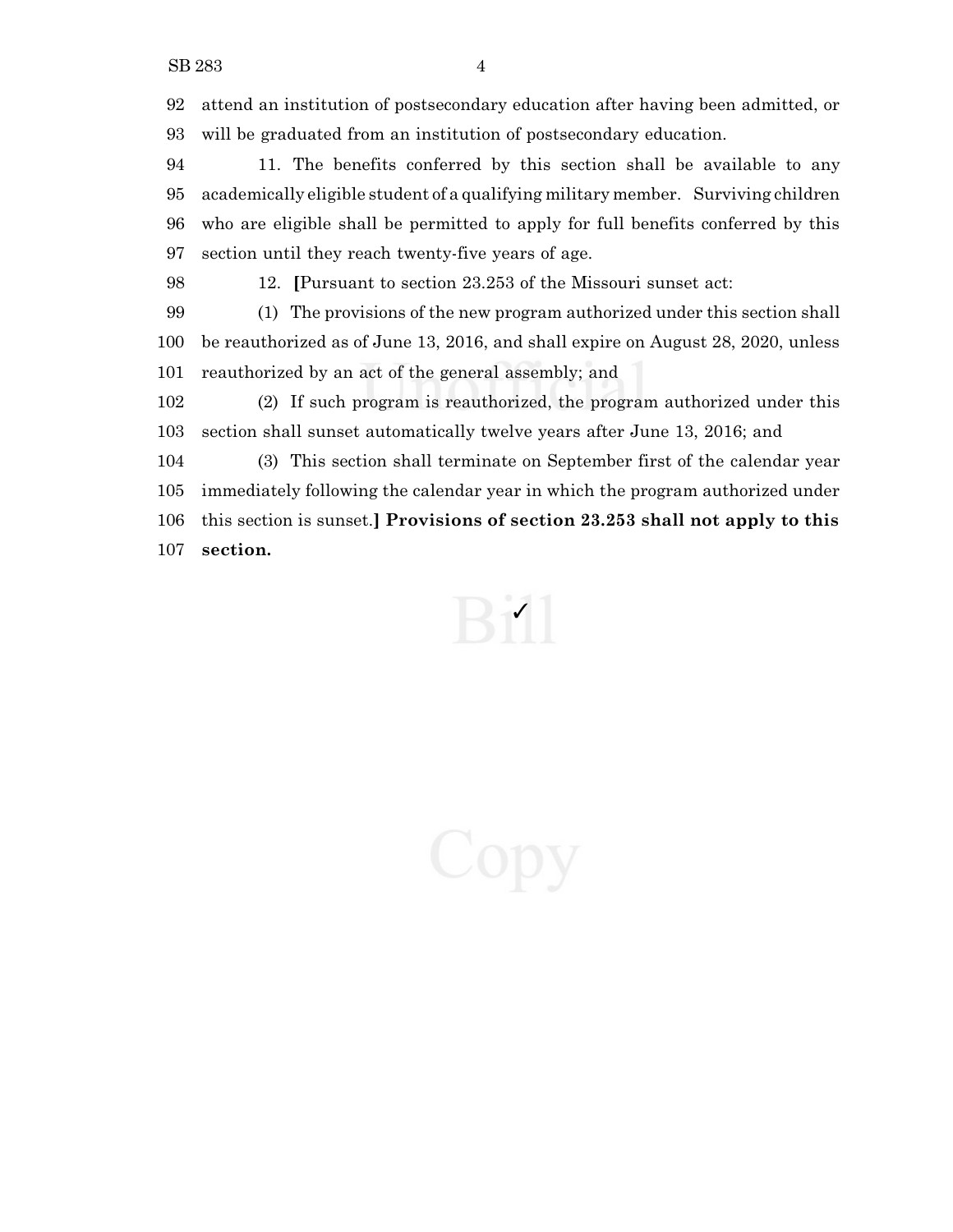92 attend an institution of postsecondary education after having been admitted, or
93 will be graduated from an institution of postsecondary education.

94 11. The benefits conferred by this section shall be available to any
95 academically eligible student of a qualifying military member. Surviving children
96 who are eligible shall be permitted to apply for full benefits conferred by this
97 section until they reach twenty-five years of age.

98 12. **[**Pursuant to section 23.253 of the Missouri sunset act:

99 (1) The provisions of the new program authorized under this section shall
100 be reauthorized as of June 13, 2016, and shall expire on August 28, 2020, unless
101 reauthorized by an act of the general assembly; and

102 (2) If such program is reauthorized, the program authorized under this
103 section shall sunset automatically twelve years after June 13, 2016; and

104 (3) This section shall terminate on September first of the calendar year
105 immediately following the calendar year in which the program authorized under
106 this section is sunset.**] Provisions of section 23.253 shall not apply to this**
107 **section.**

✓